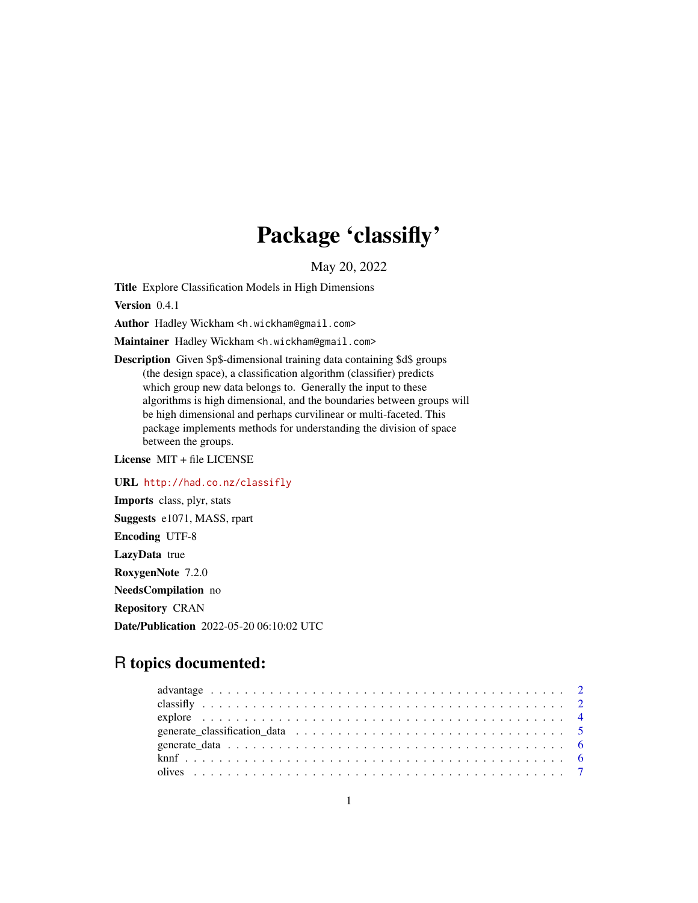# Package 'classifly'

May 20, 2022

**Title** Explore Classification Models in High Dimensions

**Version** 0.4.1

**Author** Hadley Wickham <h.wickham@gmail.com>

**Maintainer** Hadley Wickham <h.wickham@gmail.com>

**Description** Given $p$-dimensional training data containing $d$ groups (the design space), a classification algorithm (classifier) predicts which group new data belongs to. Generally the input to these algorithms is high dimensional, and the boundaries between groups will be high dimensional and perhaps curvilinear or multi-faceted. This package implements methods for understanding the division of space between the groups.

**License** MIT + file LICENSE

**URL** http://had.co.nz/classifly

**Imports** class, plyr, stats

**Suggests** e1071, MASS, rpart

**Encoding** UTF-8

**LazyData** true

**RoxygenNote** 7.2.0

**NeedsCompilation** no

**Repository** CRAN

**Date/Publication** 2022-05-20 06:10:02 UTC

## R topics documented:

- advantage . . . . . . . . . . . . . . . . . . . . . . . . . . . . . . . . . . . . . . . . 2
- classifly . . . . . . . . . . . . . . . . . . . . . . . . . . . . . . . . . . . . . . . . . 2
- explore . . . . . . . . . . . . . . . . . . . . . . . . . . . . . . . . . . . . . . . . . 4
- generate_classification_data . . . . . . . . . . . . . . . . . . . . . . . . . . . . . . 5
- generate_data . . . . . . . . . . . . . . . . . . . . . . . . . . . . . . . . . . . . . . 6
- knnf . . . . . . . . . . . . . . . . . . . . . . . . . . . . . . . . . . . . . . . . . . . 6
- olives . . . . . . . . . . . . . . . . . . . . . . . . . . . . . . . . . . . . . . . . . . 7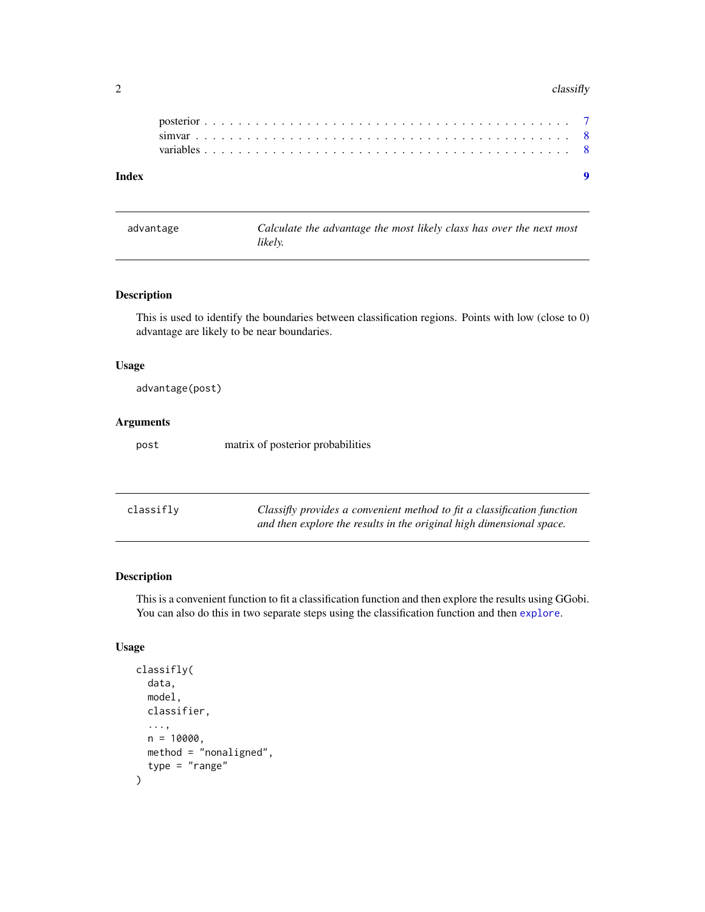posterior . . . . . . . . . . . . . . . . . . . . . . . . . . . . . . . . . . . . . . . . 7
simvar . . . . . . . . . . . . . . . . . . . . . . . . . . . . . . . . . . . . . . . . . 8
variables . . . . . . . . . . . . . . . . . . . . . . . . . . . . . . . . . . . . . . . . 8

**Index** **9**

---

## advantage — *Calculate the advantage the most likely class has over the next most likely.*

---

### Description

This is used to identify the boundaries between classification regions. Points with low (close to 0) advantage are likely to be near boundaries.

### Usage

```
advantage(post)
```

### Arguments

| | |
|---|---|
| post | matrix of posterior probabilities |

---

## classifly — *Classifly provides a convenient method to fit a classification function and then explore the results in the original high dimensional space.*

---

### Description

This is a convenient function to fit a classification function and then explore the results using GGobi. You can also do this in two separate steps using the classification function and then `explore`.

### Usage

```
classifly(
  data,
  model,
  classifier,
  ...,
  n = 10000,
  method = "nonaligned",
  type = "range"
)
```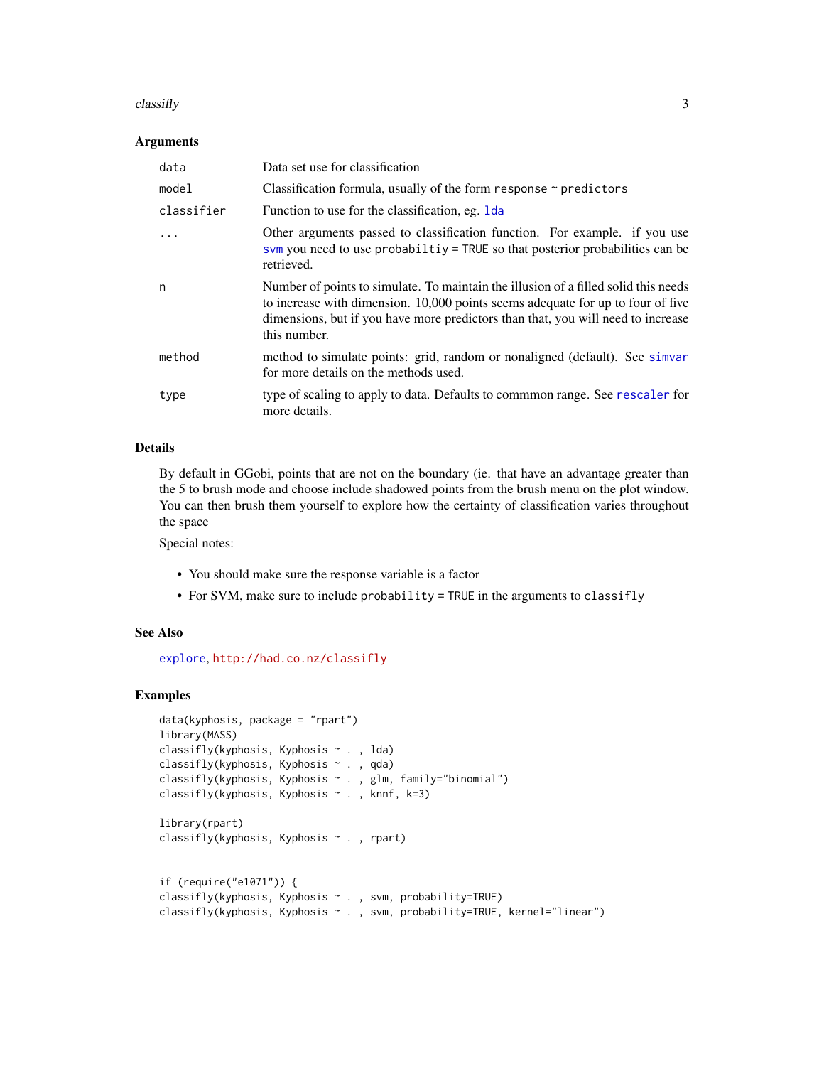### Arguments

| | |
|---|---|
| `data` | Data set use for classification |
| `model` | Classification formula, usually of the form `response ~ predictors` |
| `classifier` | Function to use for the classification, eg. `lda` |
| `...` | Other arguments passed to classification function. For example. if you use `svm` you need to use `probabiltiy = TRUE` so that posterior probabilities can be retrieved. |
| `n` | Number of points to simulate. To maintain the illusion of a filled solid this needs to increase with dimension. 10,000 points seems adequate for up to four of five dimensions, but if you have more predictors than that, you will need to increase this number. |
| `method` | method to simulate points: grid, random or nonaligned (default). See `simvar` for more details on the methods used. |
| `type` | type of scaling to apply to data. Defaults to commmon range. See `rescaler` for more details. |

### Details

By default in GGobi, points that are not on the boundary (ie. that have an advantage greater than the 5 to brush mode and choose include shadowed points from the brush menu on the plot window. You can then brush them yourself to explore how the certainty of classification varies throughout the space

Special notes:

- You should make sure the response variable is a factor
- For SVM, make sure to include `probability = TRUE` in the arguments to `classifly`

### See Also

`explore`, `http://had.co.nz/classifly`

### Examples

```
data(kyphosis, package = "rpart")
library(MASS)
classifly(kyphosis, Kyphosis ~ . , lda)
classifly(kyphosis, Kyphosis ~ . , qda)
classifly(kyphosis, Kyphosis ~ . , glm, family="binomial")
classifly(kyphosis, Kyphosis ~ . , knnf, k=3)

library(rpart)
classifly(kyphosis, Kyphosis ~ . , rpart)


if (require("e1071")) {
classifly(kyphosis, Kyphosis ~ . , svm, probability=TRUE)
classifly(kyphosis, Kyphosis ~ . , svm, probability=TRUE, kernel="linear")
```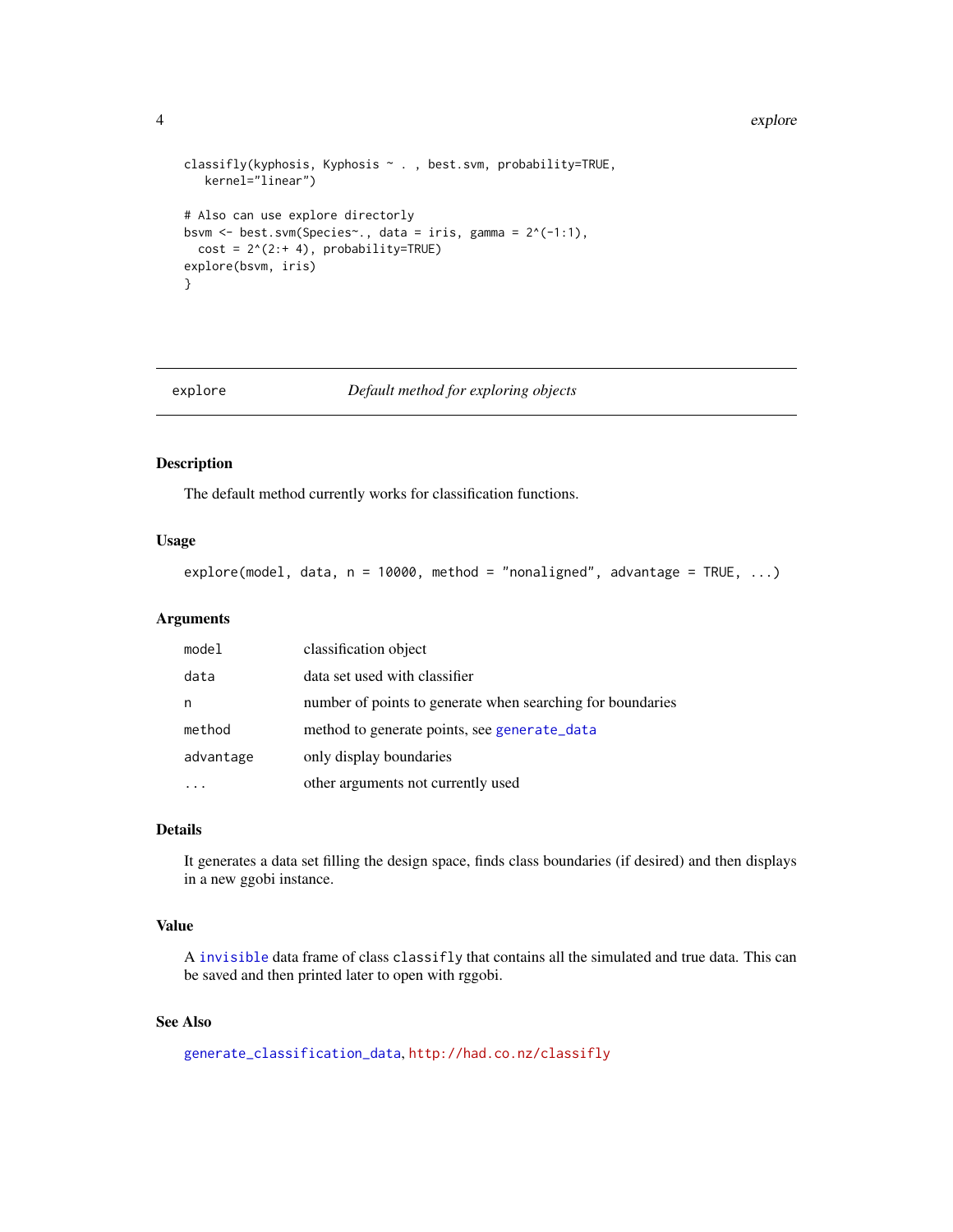```
classifly(kyphosis, Kyphosis ~ . , best.svm, probability=TRUE,
   kernel="linear")

# Also can use explore directorly
bsvm <- best.svm(Species~., data = iris, gamma = 2^(-1:1),
  cost = 2^(2:+ 4), probability=TRUE)
explore(bsvm, iris)
}
```

---

## explore — *Default method for exploring objects*

### Description

The default method currently works for classification functions.

### Usage

```
explore(model, data, n = 10000, method = "nonaligned", advantage = TRUE, ...)
```

### Arguments

| | |
|---|---|
| `model` | classification object |
| `data` | data set used with classifier |
| `n` | number of points to generate when searching for boundaries |
| `method` | method to generate points, see `generate_data` |
| `advantage` | only display boundaries |
| `...` | other arguments not currently used |

### Details

It generates a data set filling the design space, finds class boundaries (if desired) and then displays in a new ggobi instance.

### Value

A `invisible` data frame of class `classifly` that contains all the simulated and true data. This can be saved and then printed later to open with rggobi.

### See Also

`generate_classification_data`, http://had.co.nz/classifly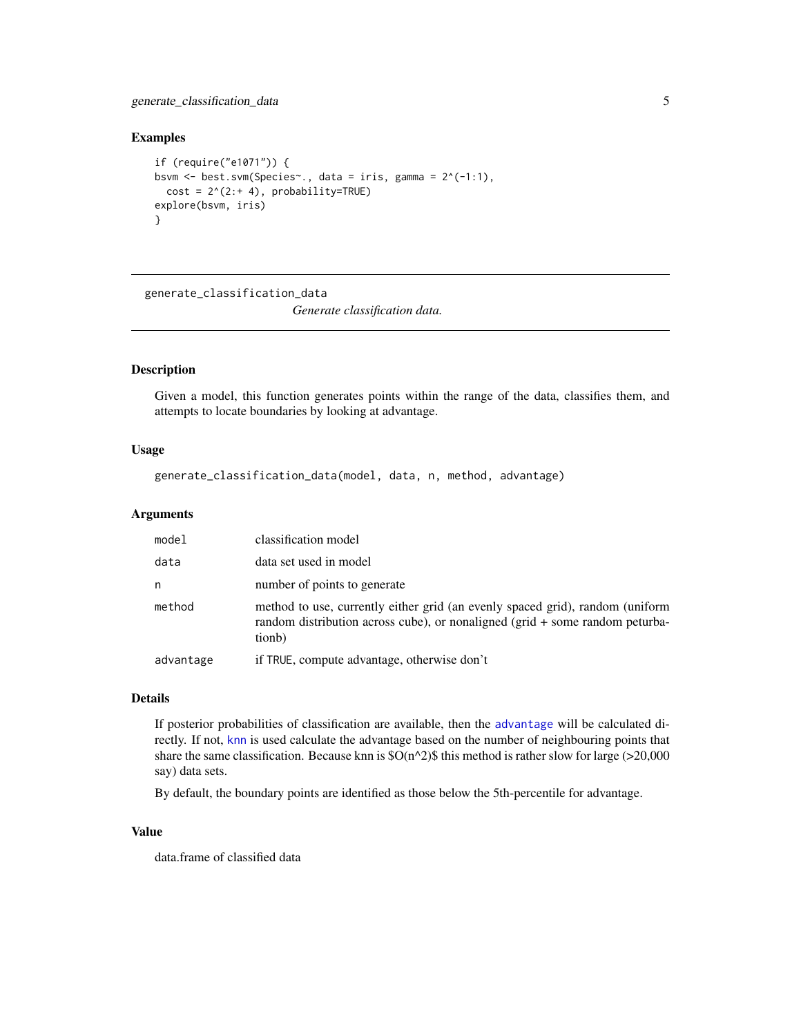### Examples

```
if (require("e1071")) {
bsvm <- best.svm(Species~., data = iris, gamma = 2^(-1:1),
  cost = 2^(2:+ 4), probability=TRUE)
explore(bsvm, iris)
}
```

---

## generate_classification_data

*Generate classification data.*

---

### Description

Given a model, this function generates points within the range of the data, classifies them, and attempts to locate boundaries by looking at advantage.

### Usage

```
generate_classification_data(model, data, n, method, advantage)
```

### Arguments

| | |
|---|---|
| `model` | classification model |
| `data` | data set used in model |
| `n` | number of points to generate |
| `method` | method to use, currently either grid (an evenly spaced grid), random (uniform random distribution across cube), or nonaligned (grid + some random peturbationb) |
| `advantage` | if `TRUE`, compute advantage, otherwise don't |

### Details

If posterior probabilities of classification are available, then the `advantage` will be calculated directly. If not, `knn` is used calculate the advantage based on the number of neighbouring points that share the same classification. Because knn is $O(n^2)$ this method is rather slow for large (>20,000 say) data sets.

By default, the boundary points are identified as those below the 5th-percentile for advantage.

### Value

data.frame of classified data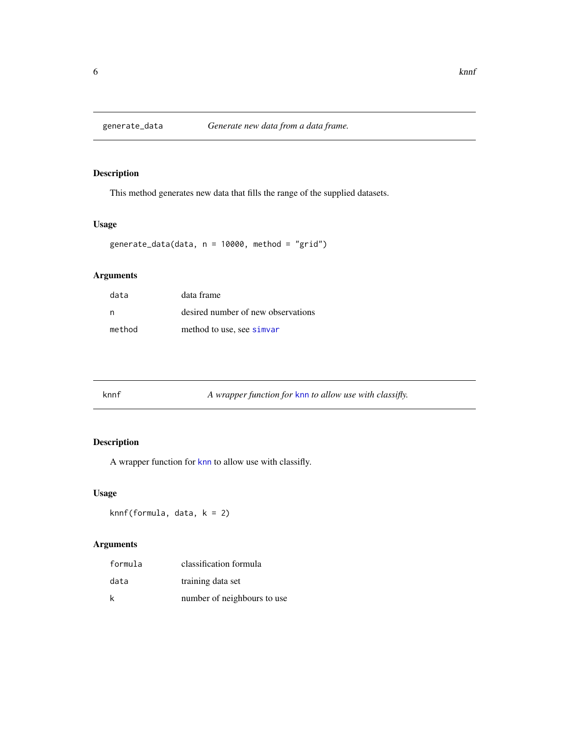## generate_data — *Generate new data from a data frame.*

### Description

This method generates new data that fills the range of the supplied datasets.

### Usage

```
generate_data(data, n = 10000, method = "grid")
```

### Arguments

| | |
|---|---|
| `data` | data frame |
| `n` | desired number of new observations |
| `method` | method to use, see `simvar` |

## knnf — *A wrapper function for `knn` to allow use with classifly.*

### Description

A wrapper function for `knn` to allow use with classifly.

### Usage

```
knnf(formula, data, k = 2)
```

### Arguments

| | |
|---|---|
| `formula` | classification formula |
| `data` | training data set |
| `k` | number of neighbours to use |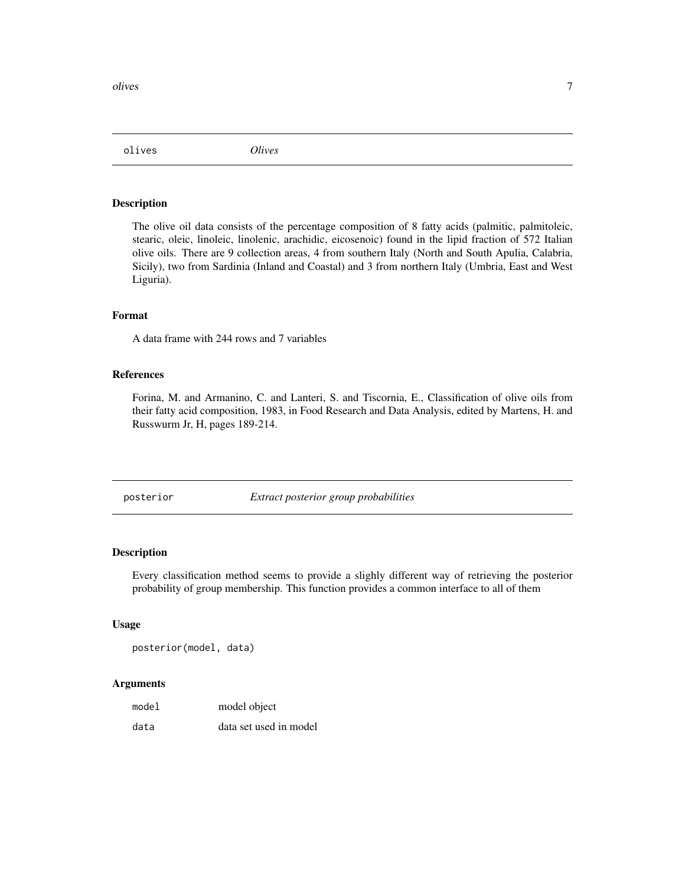## olives *Olives*

### Description

The olive oil data consists of the percentage composition of 8 fatty acids (palmitic, palmitoleic, stearic, oleic, linoleic, linolenic, arachidic, eicosenoic) found in the lipid fraction of 572 Italian olive oils. There are 9 collection areas, 4 from southern Italy (North and South Apulia, Calabria, Sicily), two from Sardinia (Inland and Coastal) and 3 from northern Italy (Umbria, East and West Liguria).

### Format

A data frame with 244 rows and 7 variables

### References

Forina, M. and Armanino, C. and Lanteri, S. and Tiscornia, E., Classification of olive oils from their fatty acid composition, 1983, in Food Research and Data Analysis, edited by Martens, H. and Russwurm Jr, H, pages 189-214.

## posterior *Extract posterior group probabilities*

### Description

Every classification method seems to provide a slighly different way of retrieving the posterior probability of group membership. This function provides a common interface to all of them

### Usage

```
posterior(model, data)
```

### Arguments

| | |
|---|---|
| model | model object |
| data | data set used in model |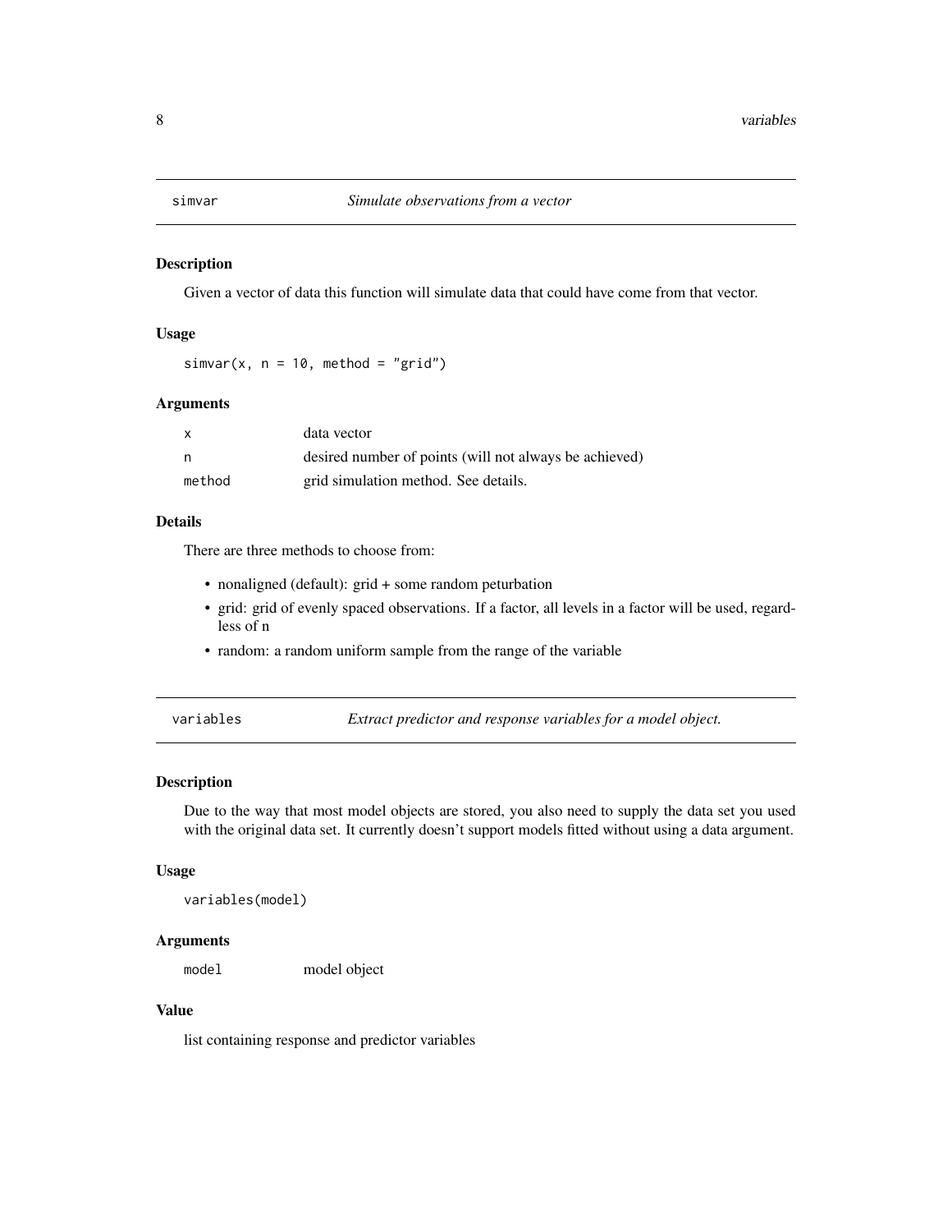## simvar — *Simulate observations from a vector*

### Description

Given a vector of data this function will simulate data that could have come from that vector.

### Usage

```
simvar(x, n = 10, method = "grid")
```

### Arguments

| | |
|---|---|
| x | data vector |
| n | desired number of points (will not always be achieved) |
| method | grid simulation method. See details. |

### Details

There are three methods to choose from:

- nonaligned (default): grid + some random peturbation
- grid: grid of evenly spaced observations. If a factor, all levels in a factor will be used, regardless of n
- random: a random uniform sample from the range of the variable

## variables — *Extract predictor and response variables for a model object.*

### Description

Due to the way that most model objects are stored, you also need to supply the data set you used with the original data set. It currently doesn't support models fitted without using a data argument.

### Usage

```
variables(model)
```

### Arguments

| | |
|---|---|
| model | model object |

### Value

list containing response and predictor variables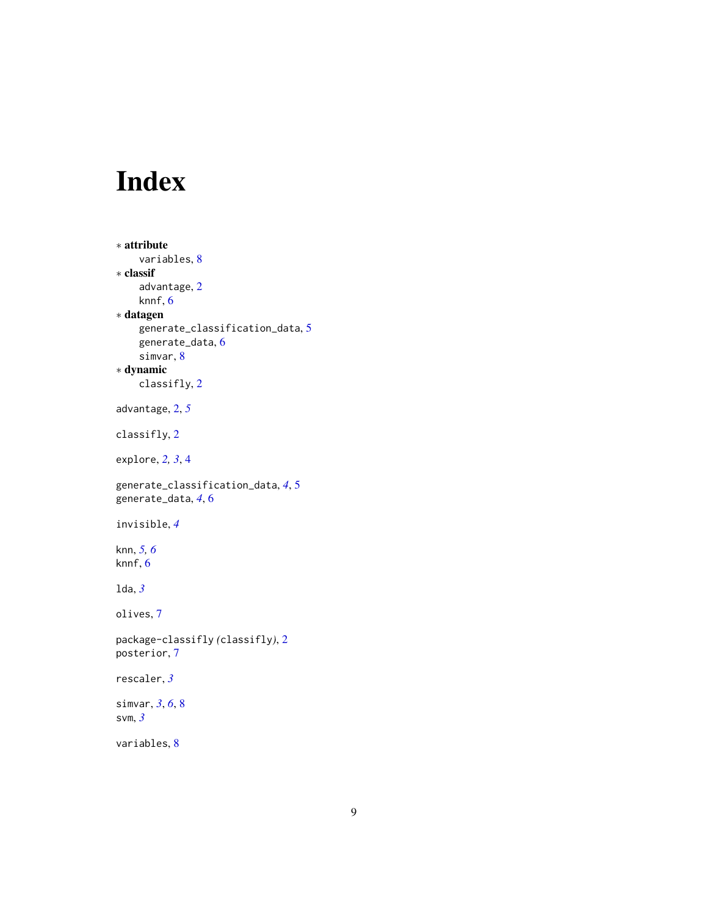# Index

∗ **attribute**
  variables, 8
∗ **classif**
  advantage, 2
  knnf, 6
∗ **datagen**
  generate_classification_data, 5
  generate_data, 6
  simvar, 8
∗ **dynamic**
  classifly, 2

advantage, 2, *5*

classifly, 2

explore, *2, 3*, 4

generate_classification_data, *4*, 5
generate_data, *4*, 6

invisible, *4*

knn, *5, 6*
knnf, 6

lda, *3*

olives, 7

package-classifly *(*classifly*)*, 2
posterior, 7

rescaler, *3*

simvar, *3*, *6*, 8
svm, *3*

variables, 8